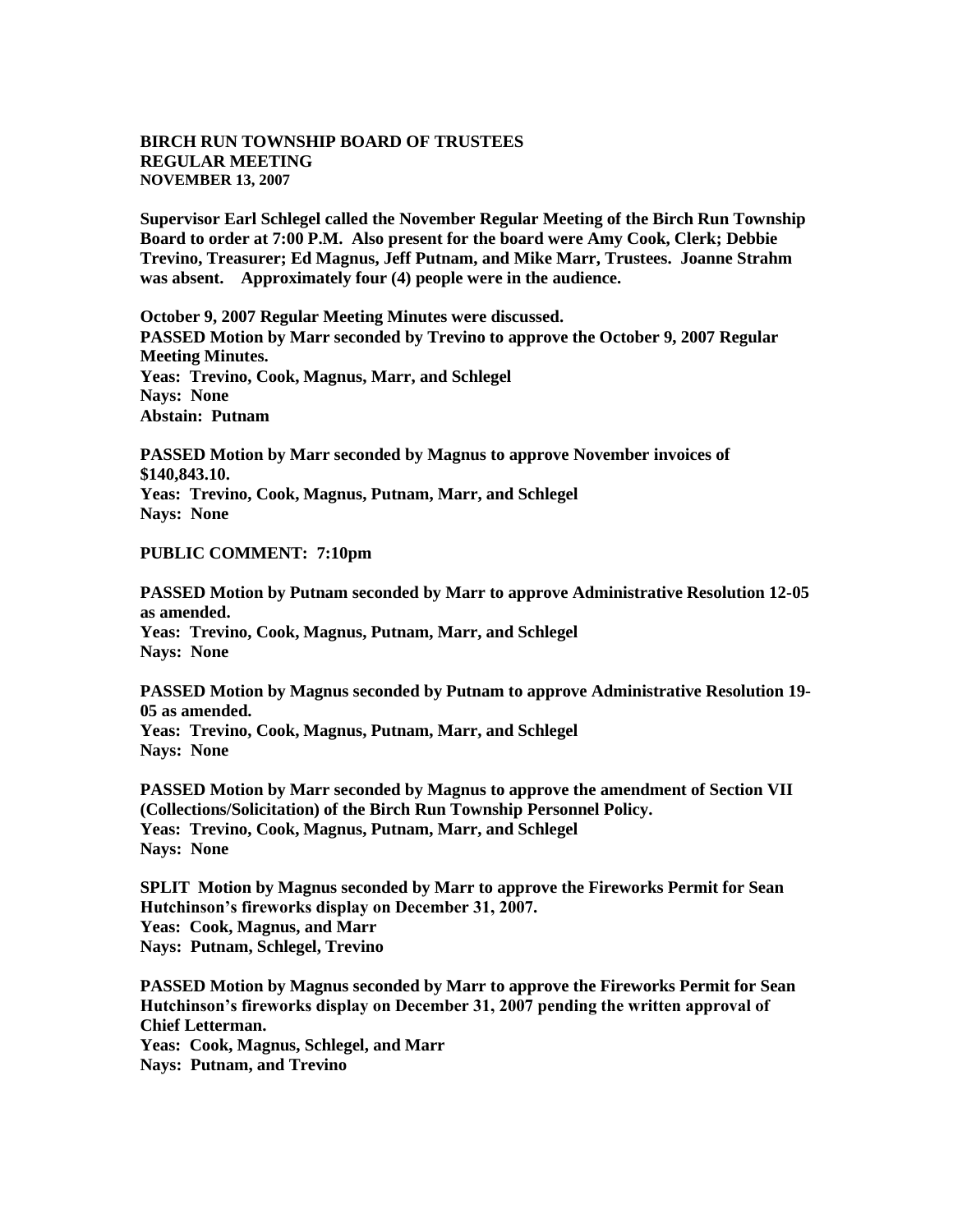**BIRCH RUN TOWNSHIP BOARD OF TRUSTEES**
**REGULAR MEETING**
**NOVEMBER 13, 2007**

**Supervisor Earl Schlegel called the November Regular Meeting of the Birch Run Township Board to order at 7:00 P.M. Also present for the board were Amy Cook, Clerk; Debbie Trevino, Treasurer; Ed Magnus, Jeff Putnam, and Mike Marr, Trustees. Joanne Strahm was absent. Approximately four (4) people were in the audience.**

**October 9, 2007 Regular Meeting Minutes were discussed.**
**PASSED Motion by Marr seconded by Trevino to approve the October 9, 2007 Regular Meeting Minutes.**
**Yeas: Trevino, Cook, Magnus, Marr, and Schlegel**
**Nays: None**
**Abstain: Putnam**

**PASSED Motion by Marr seconded by Magnus to approve November invoices of $140,843.10.**
**Yeas: Trevino, Cook, Magnus, Putnam, Marr, and Schlegel**
**Nays: None**

**PUBLIC COMMENT: 7:10pm**

**PASSED Motion by Putnam seconded by Marr to approve Administrative Resolution 12-05 as amended.**
**Yeas: Trevino, Cook, Magnus, Putnam, Marr, and Schlegel**
**Nays: None**

**PASSED Motion by Magnus seconded by Putnam to approve Administrative Resolution 19-05 as amended.**
**Yeas: Trevino, Cook, Magnus, Putnam, Marr, and Schlegel**
**Nays: None**

**PASSED Motion by Marr seconded by Magnus to approve the amendment of Section VII (Collections/Solicitation) of the Birch Run Township Personnel Policy.**
**Yeas: Trevino, Cook, Magnus, Putnam, Marr, and Schlegel**
**Nays: None**

**SPLIT Motion by Magnus seconded by Marr to approve the Fireworks Permit for Sean Hutchinson's fireworks display on December 31, 2007.**
**Yeas: Cook, Magnus, and Marr**
**Nays: Putnam, Schlegel, Trevino**

**PASSED Motion by Magnus seconded by Marr to approve the Fireworks Permit for Sean Hutchinson's fireworks display on December 31, 2007 pending the written approval of Chief Letterman.**
**Yeas: Cook, Magnus, Schlegel, and Marr**
**Nays: Putnam, and Trevino**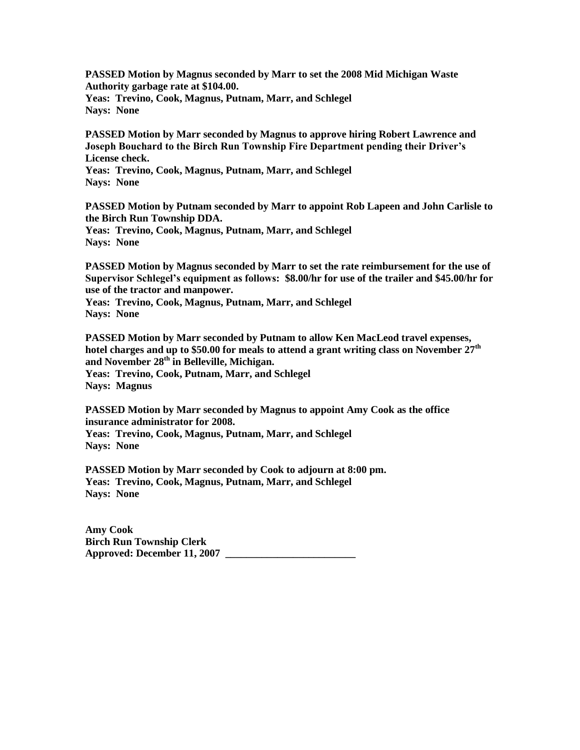**PASSED Motion by Magnus seconded by Marr to set the 2008 Mid Michigan Waste Authority garbage rate at $104.00.**
**Yeas: Trevino, Cook, Magnus, Putnam, Marr, and Schlegel**
**Nays: None**

**PASSED Motion by Marr seconded by Magnus to approve hiring Robert Lawrence and Joseph Bouchard to the Birch Run Township Fire Department pending their Driver's License check.**
**Yeas: Trevino, Cook, Magnus, Putnam, Marr, and Schlegel**
**Nays: None**

**PASSED Motion by Putnam seconded by Marr to appoint Rob Lapeen and John Carlisle to the Birch Run Township DDA.**
**Yeas: Trevino, Cook, Magnus, Putnam, Marr, and Schlegel**
**Nays: None**

**PASSED Motion by Magnus seconded by Marr to set the rate reimbursement for the use of Supervisor Schlegel's equipment as follows: $8.00/hr for use of the trailer and $45.00/hr for use of the tractor and manpower.**
**Yeas: Trevino, Cook, Magnus, Putnam, Marr, and Schlegel**
**Nays: None**

**PASSED Motion by Marr seconded by Putnam to allow Ken MacLeod travel expenses, hotel charges and up to $50.00 for meals to attend a grant writing class on November 27th and November 28th in Belleville, Michigan.**
**Yeas: Trevino, Cook, Putnam, Marr, and Schlegel**
**Nays: Magnus**

**PASSED Motion by Marr seconded by Magnus to appoint Amy Cook as the office insurance administrator for 2008.**
**Yeas: Trevino, Cook, Magnus, Putnam, Marr, and Schlegel**
**Nays: None**

**PASSED Motion by Marr seconded by Cook to adjourn at 8:00 pm.**
**Yeas: Trevino, Cook, Magnus, Putnam, Marr, and Schlegel**
**Nays: None**

**Amy Cook**
**Birch Run Township Clerk**
**Approved: December 11, 2007 \_\_\_\_\_\_\_\_\_\_\_\_\_\_\_\_\_\_\_\_\_\_\_\_\_**